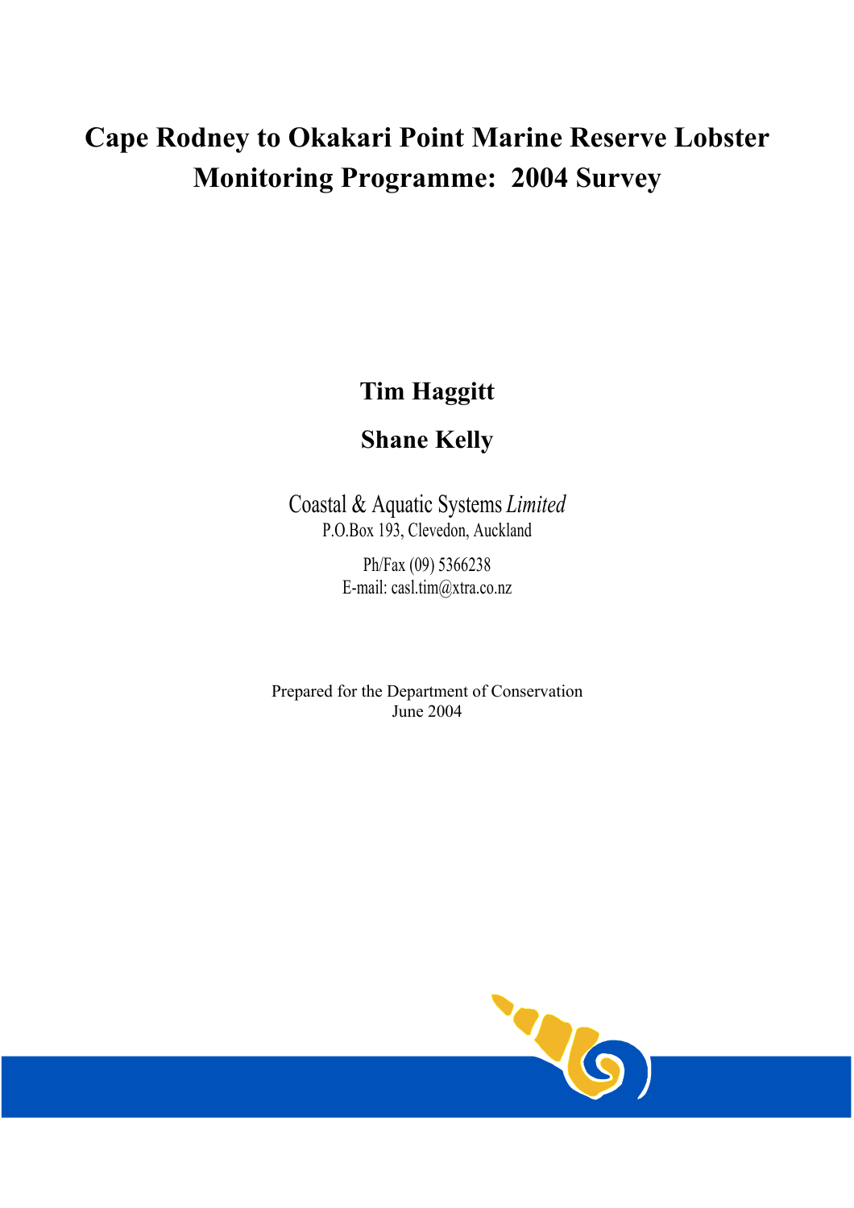# Cape Rodney to Okakari Point Marine Reserve Lobster Monitoring Programme: 2004 Survey

**Tim Haggitt**

**Shane Kelly**

Coastal & Aquatic Systems *Limited*
P.O.Box 193, Clevedon, Auckland

Ph/Fax (09) 5366238
E-mail: casl.tim@xtra.co.nz

Prepared for the Department of Conservation
June 2004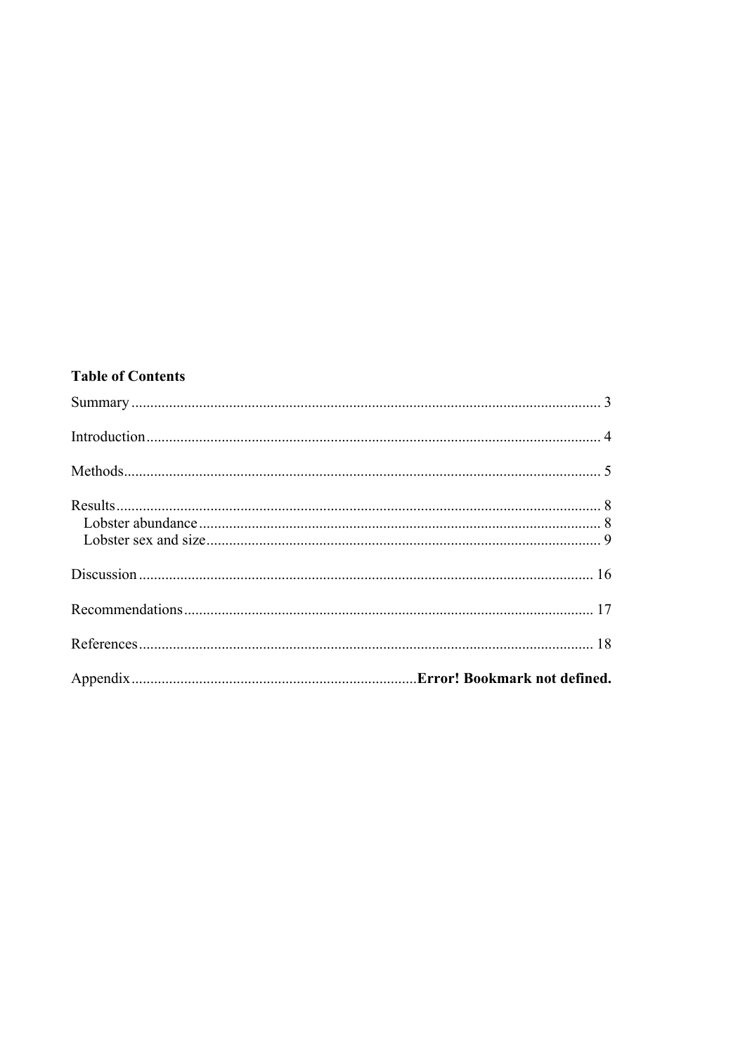**Table of Contents**

Summary ........................................................................................................................ 3

Introduction ................................................................................................................... 4

Methods ......................................................................................................................... 5

Results ........................................................................................................................... 8
  Lobster abundance ...................................................................................................... 8
  Lobster sex and size .................................................................................................... 9

Discussion .................................................................................................................... 16

Recommendations ........................................................................................................ 17

References .................................................................................................................... 18

Appendix ........................................................................ **Error! Bookmark not defined.**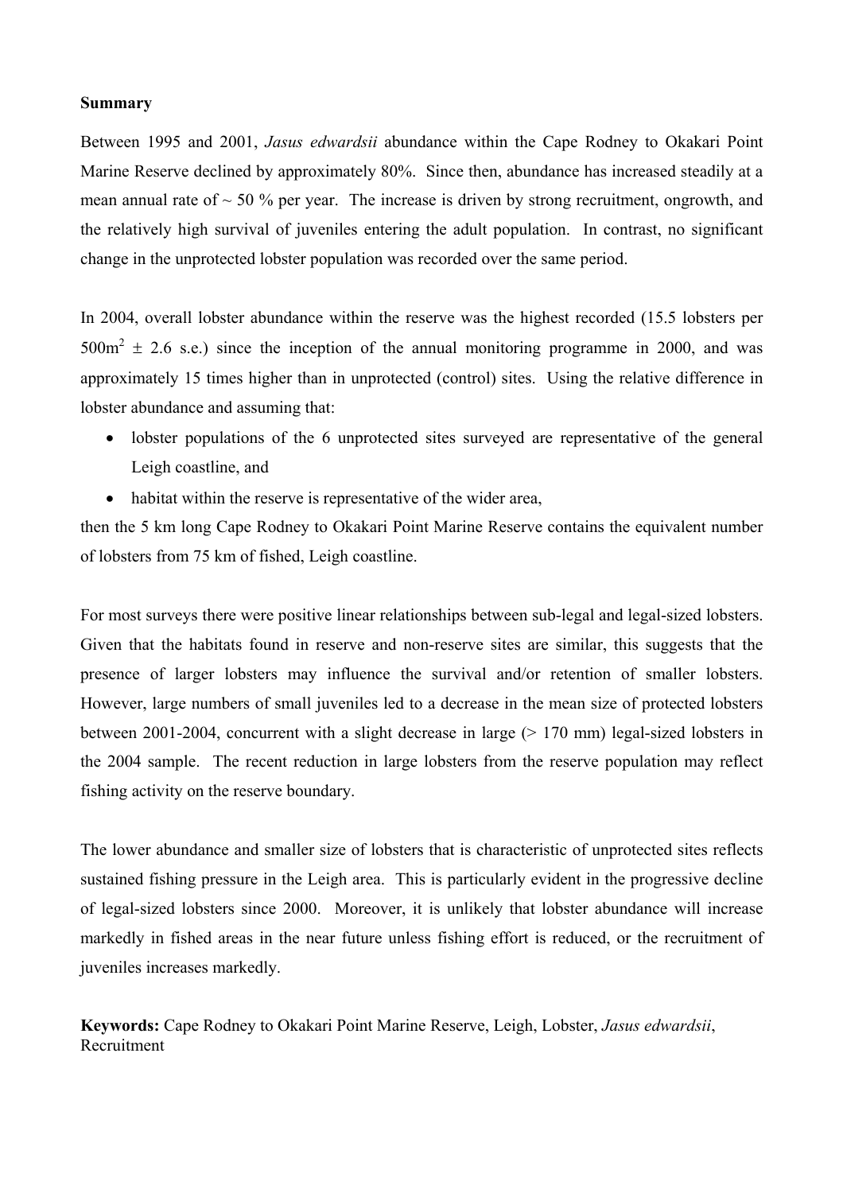**Summary**

Between 1995 and 2001, *Jasus edwardsii* abundance within the Cape Rodney to Okakari Point Marine Reserve declined by approximately 80%. Since then, abundance has increased steadily at a mean annual rate of ~ 50 % per year. The increase is driven by strong recruitment, ongrowth, and the relatively high survival of juveniles entering the adult population. In contrast, no significant change in the unprotected lobster population was recorded over the same period.

In 2004, overall lobster abundance within the reserve was the highest recorded (15.5 lobsters per $500m^2 \pm 2.6$ s.e.) since the inception of the annual monitoring programme in 2000, and was approximately 15 times higher than in unprotected (control) sites. Using the relative difference in lobster abundance and assuming that:

- lobster populations of the 6 unprotected sites surveyed are representative of the general Leigh coastline, and
- habitat within the reserve is representative of the wider area,

then the 5 km long Cape Rodney to Okakari Point Marine Reserve contains the equivalent number of lobsters from 75 km of fished, Leigh coastline.

For most surveys there were positive linear relationships between sub-legal and legal-sized lobsters. Given that the habitats found in reserve and non-reserve sites are similar, this suggests that the presence of larger lobsters may influence the survival and/or retention of smaller lobsters. However, large numbers of small juveniles led to a decrease in the mean size of protected lobsters between 2001-2004, concurrent with a slight decrease in large (> 170 mm) legal-sized lobsters in the 2004 sample. The recent reduction in large lobsters from the reserve population may reflect fishing activity on the reserve boundary.

The lower abundance and smaller size of lobsters that is characteristic of unprotected sites reflects sustained fishing pressure in the Leigh area. This is particularly evident in the progressive decline of legal-sized lobsters since 2000. Moreover, it is unlikely that lobster abundance will increase markedly in fished areas in the near future unless fishing effort is reduced, or the recruitment of juveniles increases markedly.

**Keywords:** Cape Rodney to Okakari Point Marine Reserve, Leigh, Lobster, *Jasus edwardsii*, Recruitment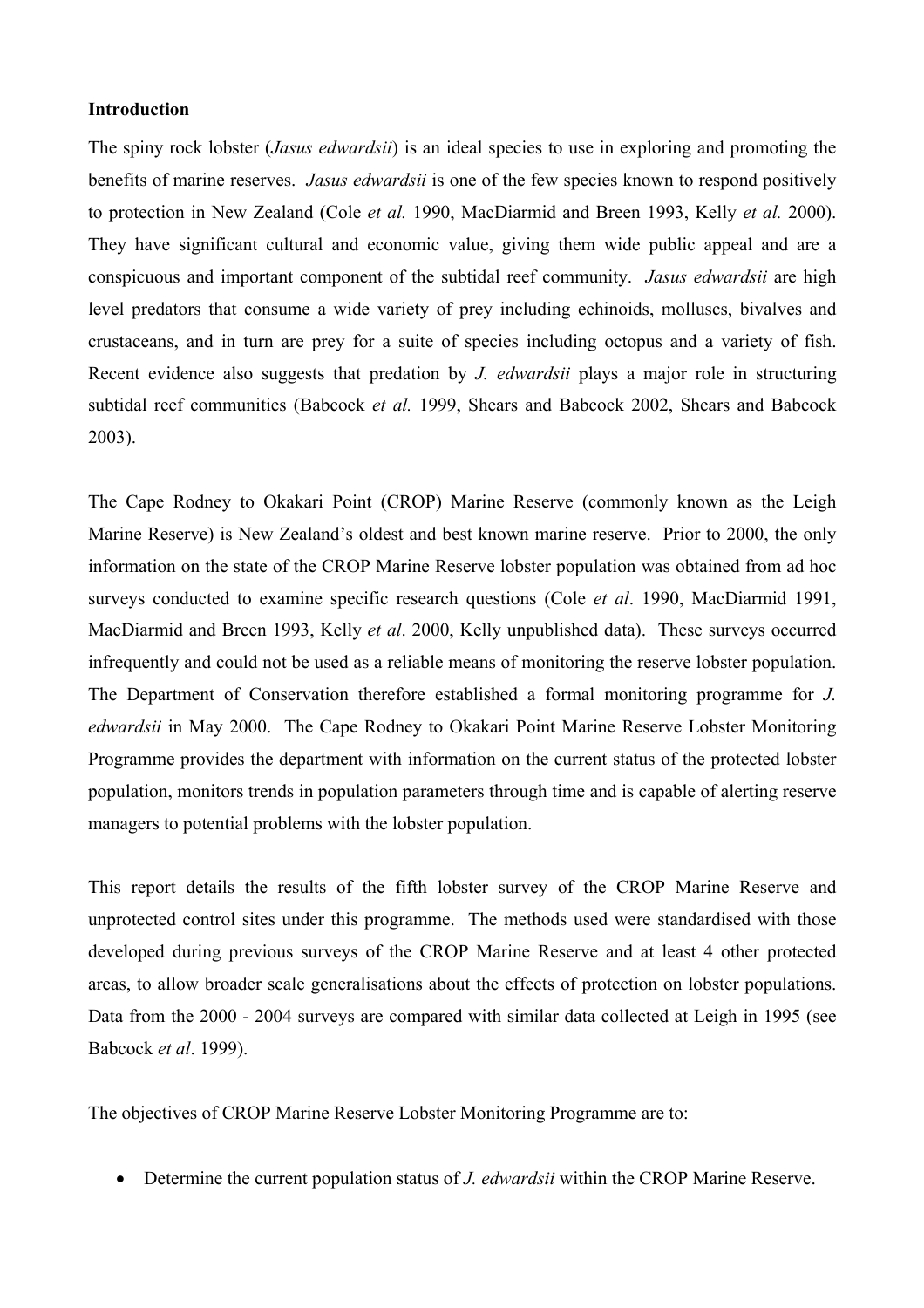**Introduction**

The spiny rock lobster (*Jasus edwardsii*) is an ideal species to use in exploring and promoting the benefits of marine reserves. *Jasus edwardsii* is one of the few species known to respond positively to protection in New Zealand (Cole *et al.* 1990, MacDiarmid and Breen 1993, Kelly *et al.* 2000). They have significant cultural and economic value, giving them wide public appeal and are a conspicuous and important component of the subtidal reef community. *Jasus edwardsii* are high level predators that consume a wide variety of prey including echinoids, molluscs, bivalves and crustaceans, and in turn are prey for a suite of species including octopus and a variety of fish. Recent evidence also suggests that predation by *J. edwardsii* plays a major role in structuring subtidal reef communities (Babcock *et al.* 1999, Shears and Babcock 2002, Shears and Babcock 2003).

The Cape Rodney to Okakari Point (CROP) Marine Reserve (commonly known as the Leigh Marine Reserve) is New Zealand's oldest and best known marine reserve. Prior to 2000, the only information on the state of the CROP Marine Reserve lobster population was obtained from ad hoc surveys conducted to examine specific research questions (Cole *et al*. 1990, MacDiarmid 1991, MacDiarmid and Breen 1993, Kelly *et al*. 2000, Kelly unpublished data). These surveys occurred infrequently and could not be used as a reliable means of monitoring the reserve lobster population. The Department of Conservation therefore established a formal monitoring programme for *J. edwardsii* in May 2000. The Cape Rodney to Okakari Point Marine Reserve Lobster Monitoring Programme provides the department with information on the current status of the protected lobster population, monitors trends in population parameters through time and is capable of alerting reserve managers to potential problems with the lobster population.

This report details the results of the fifth lobster survey of the CROP Marine Reserve and unprotected control sites under this programme. The methods used were standardised with those developed during previous surveys of the CROP Marine Reserve and at least 4 other protected areas, to allow broader scale generalisations about the effects of protection on lobster populations. Data from the 2000 - 2004 surveys are compared with similar data collected at Leigh in 1995 (see Babcock *et al*. 1999).

The objectives of CROP Marine Reserve Lobster Monitoring Programme are to:

- Determine the current population status of *J. edwardsii* within the CROP Marine Reserve.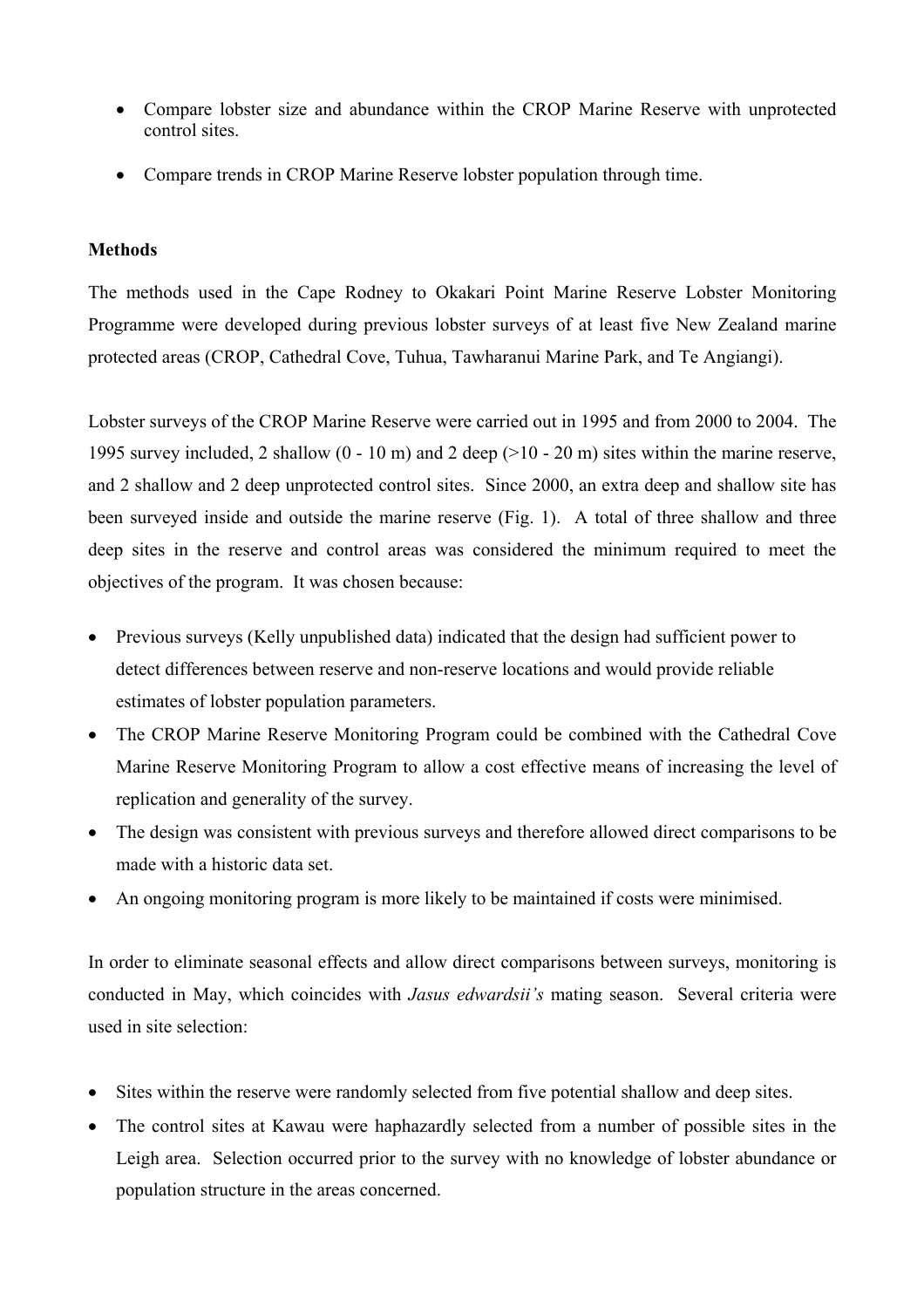- Compare lobster size and abundance within the CROP Marine Reserve with unprotected control sites.
- Compare trends in CROP Marine Reserve lobster population through time.

**Methods**

The methods used in the Cape Rodney to Okakari Point Marine Reserve Lobster Monitoring Programme were developed during previous lobster surveys of at least five New Zealand marine protected areas (CROP, Cathedral Cove, Tuhua, Tawharanui Marine Park, and Te Angiangi).

Lobster surveys of the CROP Marine Reserve were carried out in 1995 and from 2000 to 2004. The 1995 survey included, 2 shallow (0 - 10 m) and 2 deep (>10 - 20 m) sites within the marine reserve, and 2 shallow and 2 deep unprotected control sites. Since 2000, an extra deep and shallow site has been surveyed inside and outside the marine reserve (Fig. 1). A total of three shallow and three deep sites in the reserve and control areas was considered the minimum required to meet the objectives of the program. It was chosen because:

- Previous surveys (Kelly unpublished data) indicated that the design had sufficient power to detect differences between reserve and non-reserve locations and would provide reliable estimates of lobster population parameters.
- The CROP Marine Reserve Monitoring Program could be combined with the Cathedral Cove Marine Reserve Monitoring Program to allow a cost effective means of increasing the level of replication and generality of the survey.
- The design was consistent with previous surveys and therefore allowed direct comparisons to be made with a historic data set.
- An ongoing monitoring program is more likely to be maintained if costs were minimised.

In order to eliminate seasonal effects and allow direct comparisons between surveys, monitoring is conducted in May, which coincides with *Jasus edwardsii's* mating season. Several criteria were used in site selection:

- Sites within the reserve were randomly selected from five potential shallow and deep sites.
- The control sites at Kawau were haphazardly selected from a number of possible sites in the Leigh area. Selection occurred prior to the survey with no knowledge of lobster abundance or population structure in the areas concerned.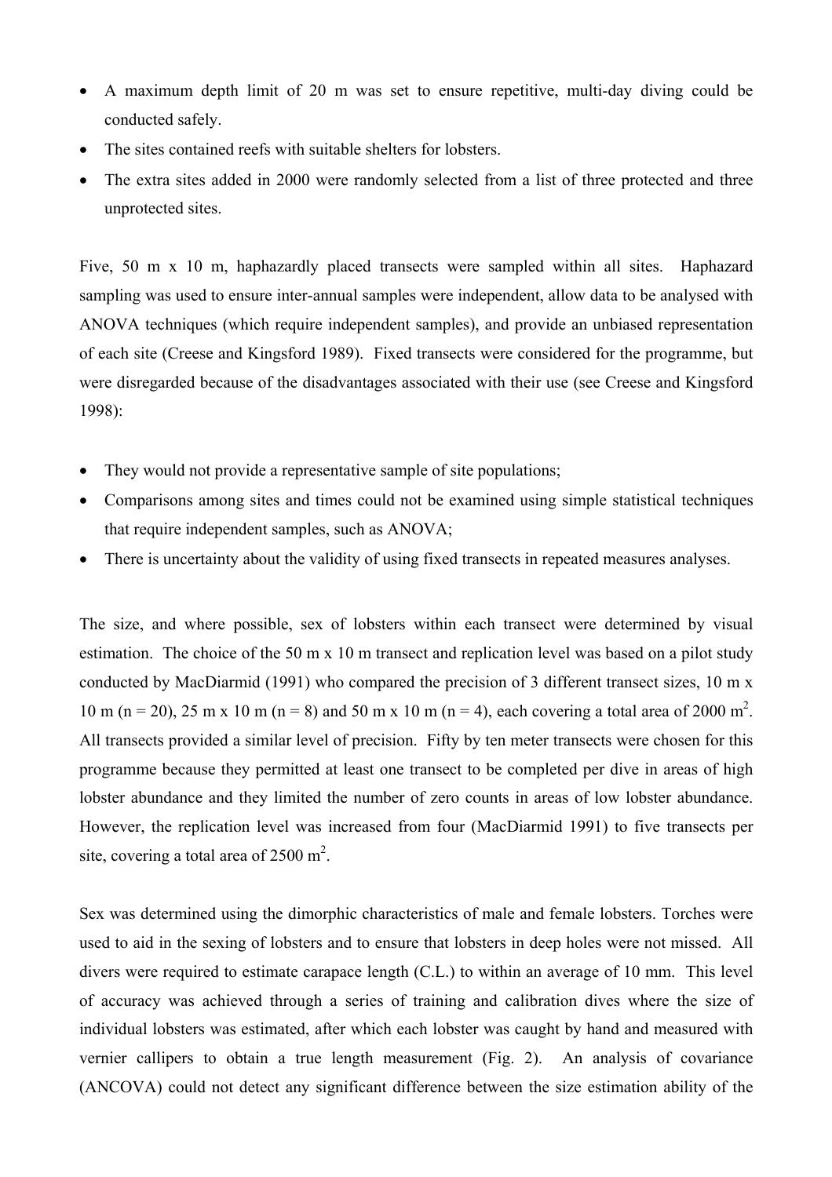- A maximum depth limit of 20 m was set to ensure repetitive, multi-day diving could be conducted safely.
- The sites contained reefs with suitable shelters for lobsters.
- The extra sites added in 2000 were randomly selected from a list of three protected and three unprotected sites.

Five, 50 m x 10 m, haphazardly placed transects were sampled within all sites. Haphazard sampling was used to ensure inter-annual samples were independent, allow data to be analysed with ANOVA techniques (which require independent samples), and provide an unbiased representation of each site (Creese and Kingsford 1989). Fixed transects were considered for the programme, but were disregarded because of the disadvantages associated with their use (see Creese and Kingsford 1998):

- They would not provide a representative sample of site populations;
- Comparisons among sites and times could not be examined using simple statistical techniques that require independent samples, such as ANOVA;
- There is uncertainty about the validity of using fixed transects in repeated measures analyses.

The size, and where possible, sex of lobsters within each transect were determined by visual estimation. The choice of the 50 m x 10 m transect and replication level was based on a pilot study conducted by MacDiarmid (1991) who compared the precision of 3 different transect sizes, 10 m x 10 m (n = 20), 25 m x 10 m (n = 8) and 50 m x 10 m (n = 4), each covering a total area of 2000 m$^2$. All transects provided a similar level of precision. Fifty by ten meter transects were chosen for this programme because they permitted at least one transect to be completed per dive in areas of high lobster abundance and they limited the number of zero counts in areas of low lobster abundance. However, the replication level was increased from four (MacDiarmid 1991) to five transects per site, covering a total area of 2500 m$^2$.

Sex was determined using the dimorphic characteristics of male and female lobsters. Torches were used to aid in the sexing of lobsters and to ensure that lobsters in deep holes were not missed. All divers were required to estimate carapace length (C.L.) to within an average of 10 mm. This level of accuracy was achieved through a series of training and calibration dives where the size of individual lobsters was estimated, after which each lobster was caught by hand and measured with vernier callipers to obtain a true length measurement (Fig. 2). An analysis of covariance (ANCOVA) could not detect any significant difference between the size estimation ability of the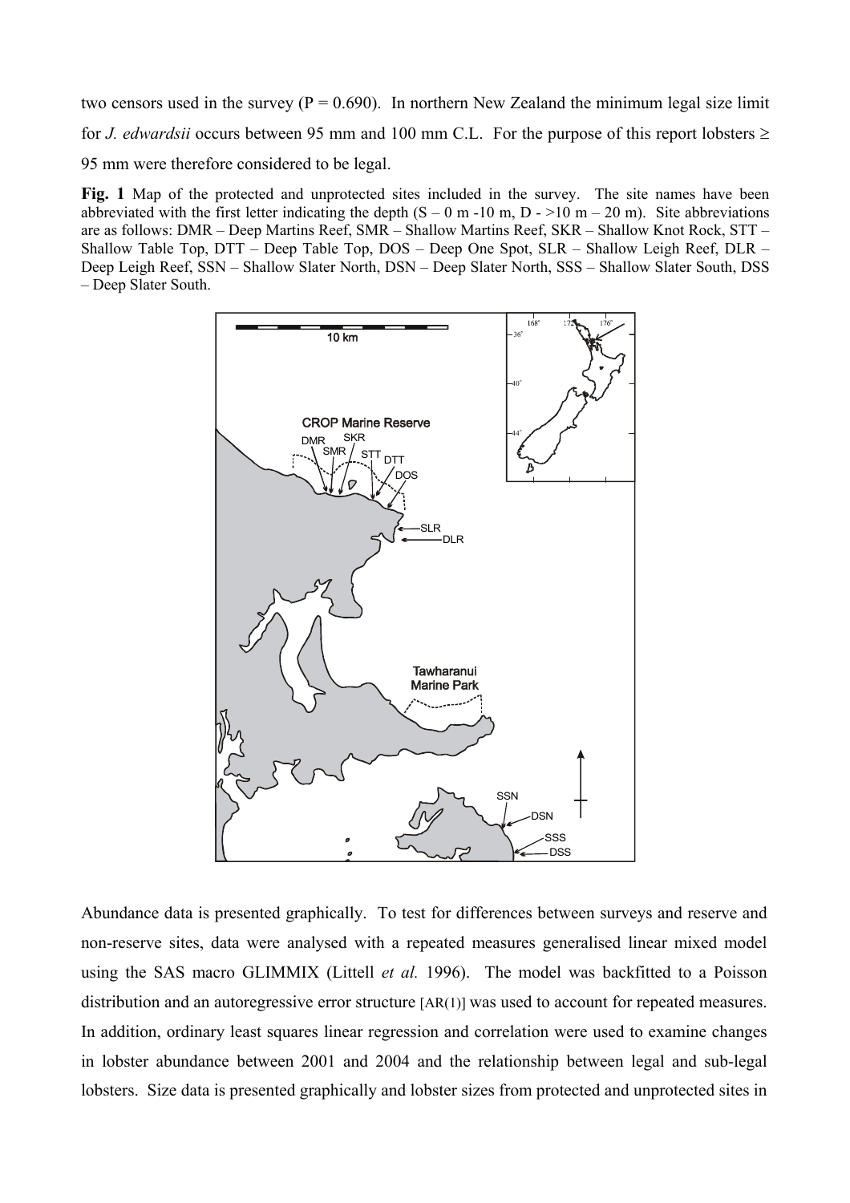two censors used in the survey ($P = 0.690$). In northern New Zealand the minimum legal size limit for *J. edwardsii* occurs between 95 mm and 100 mm C.L. For the purpose of this report lobsters ≥ 95 mm were therefore considered to be legal.

**Fig. 1** Map of the protected and unprotected sites included in the survey. The site names have been abbreviated with the first letter indicating the depth (S – 0 m -10 m, D - >10 m – 20 m). Site abbreviations are as follows: DMR – Deep Martins Reef, SMR – Shallow Martins Reef, SKR – Shallow Knot Rock, STT – Shallow Table Top, DTT – Deep Table Top, DOS – Deep One Spot, SLR – Shallow Leigh Reef, DLR – Deep Leigh Reef, SSN – Shallow Slater North, DSN – Deep Slater North, SSS – Shallow Slater South, DSS – Deep Slater South.

Abundance data is presented graphically. To test for differences between surveys and reserve and non-reserve sites, data were analysed with a repeated measures generalised linear mixed model using the SAS macro GLIMMIX (Littell *et al.* 1996). The model was backfitted to a Poisson distribution and an autoregressive error structure [AR(1)] was used to account for repeated measures. In addition, ordinary least squares linear regression and correlation were used to examine changes in lobster abundance between 2001 and 2004 and the relationship between legal and sub-legal lobsters. Size data is presented graphically and lobster sizes from protected and unprotected sites in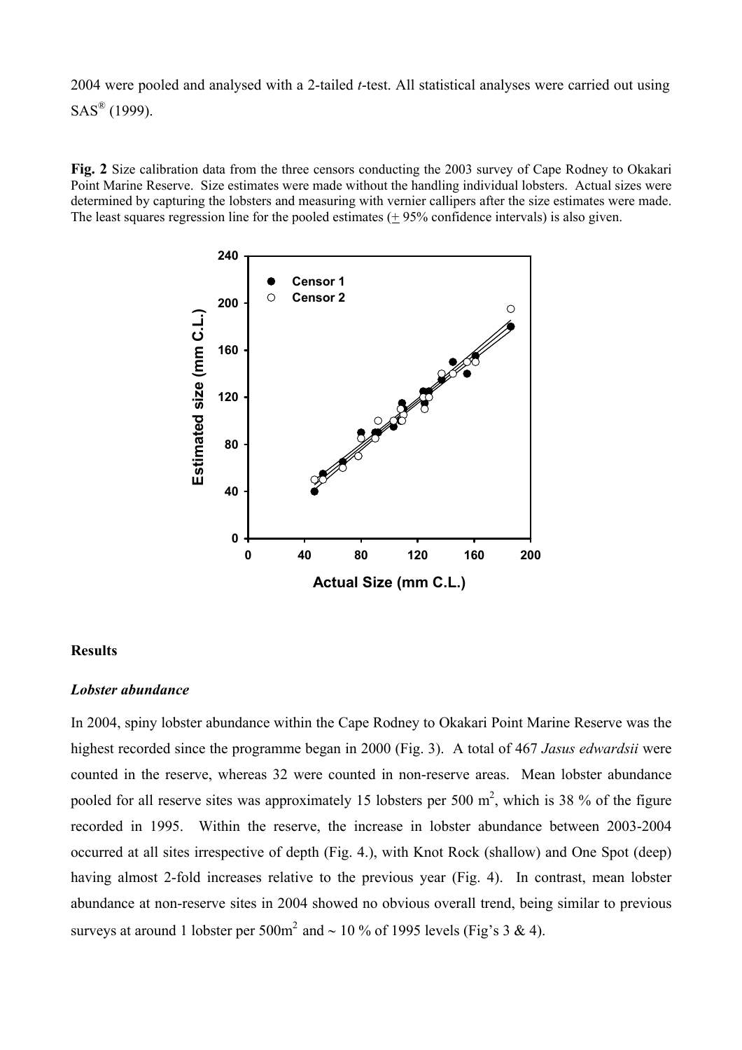2004 were pooled and analysed with a 2-tailed *t*-test. All statistical analyses were carried out using SAS® (1999).

**Fig. 2** Size calibration data from the three censors conducting the 2003 survey of Cape Rodney to Okakari Point Marine Reserve. Size estimates were made without the handling individual lobsters. Actual sizes were determined by capturing the lobsters and measuring with vernier callipers after the size estimates were made. The least squares regression line for the pooled estimates (± 95% confidence intervals) is also given.

## Results

### *Lobster abundance*

In 2004, spiny lobster abundance within the Cape Rodney to Okakari Point Marine Reserve was the highest recorded since the programme began in 2000 (Fig. 3). A total of 467 *Jasus edwardsii* were counted in the reserve, whereas 32 were counted in non-reserve areas. Mean lobster abundance pooled for all reserve sites was approximately 15 lobsters per 500 $m^2$, which is 38 % of the figure recorded in 1995. Within the reserve, the increase in lobster abundance between 2003-2004 occurred at all sites irrespective of depth (Fig. 4.), with Knot Rock (shallow) and One Spot (deep) having almost 2-fold increases relative to the previous year (Fig. 4). In contrast, mean lobster abundance at non-reserve sites in 2004 showed no obvious overall trend, being similar to previous surveys at around 1 lobster per 500$m^2$ and ~ 10 % of 1995 levels (Fig's 3 & 4).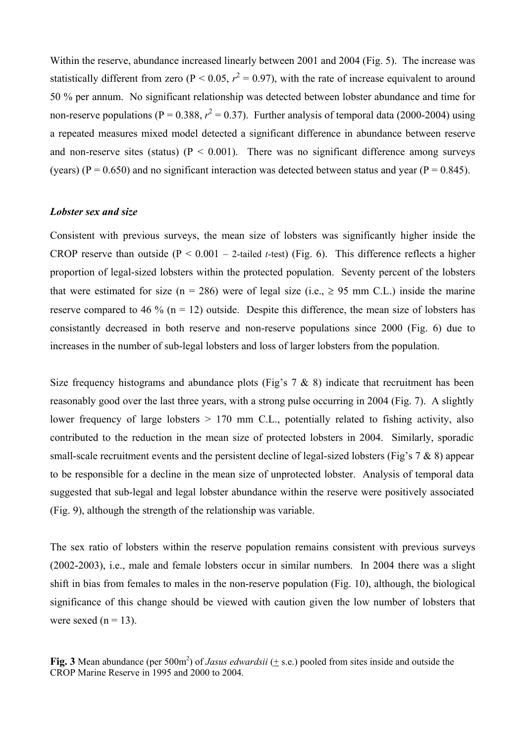Within the reserve, abundance increased linearly between 2001 and 2004 (Fig. 5). The increase was statistically different from zero ($P < 0.05$, $r^2 = 0.97$), with the rate of increase equivalent to around 50 % per annum. No significant relationship was detected between lobster abundance and time for non-reserve populations ($P = 0.388$, $r^2 = 0.37$). Further analysis of temporal data (2000-2004) using a repeated measures mixed model detected a significant difference in abundance between reserve and non-reserve sites (status) ($P < 0.001$). There was no significant difference among surveys (years) ($P = 0.650$) and no significant interaction was detected between status and year ($P = 0.845$).

### *Lobster sex and size*

Consistent with previous surveys, the mean size of lobsters was significantly higher inside the CROP reserve than outside ($P < 0.001$ – 2-tailed *t*-test) (Fig. 6). This difference reflects a higher proportion of legal-sized lobsters within the protected population. Seventy percent of the lobsters that were estimated for size (n = 286) were of legal size (i.e., ≥ 95 mm C.L.) inside the marine reserve compared to 46 % (n = 12) outside. Despite this difference, the mean size of lobsters has consistantly decreased in both reserve and non-reserve populations since 2000 (Fig. 6) due to increases in the number of sub-legal lobsters and loss of larger lobsters from the population.

Size frequency histograms and abundance plots (Fig's 7 & 8) indicate that recruitment has been reasonably good over the last three years, with a strong pulse occurring in 2004 (Fig. 7). A slightly lower frequency of large lobsters > 170 mm C.L., potentially related to fishing activity, also contributed to the reduction in the mean size of protected lobsters in 2004. Similarly, sporadic small-scale recruitment events and the persistent decline of legal-sized lobsters (Fig's 7 & 8) appear to be responsible for a decline in the mean size of unprotected lobster. Analysis of temporal data suggested that sub-legal and legal lobster abundance within the reserve were positively associated (Fig. 9), although the strength of the relationship was variable.

The sex ratio of lobsters within the reserve population remains consistent with previous surveys (2002-2003), i.e., male and female lobsters occur in similar numbers. In 2004 there was a slight shift in bias from females to males in the non-reserve population (Fig. 10), although, the biological significance of this change should be viewed with caution given the low number of lobsters that were sexed (n = 13).

**Fig. 3** Mean abundance (per 500m$^2$) of *Jasus edwardsii* (± s.e.) pooled from sites inside and outside the CROP Marine Reserve in 1995 and 2000 to 2004.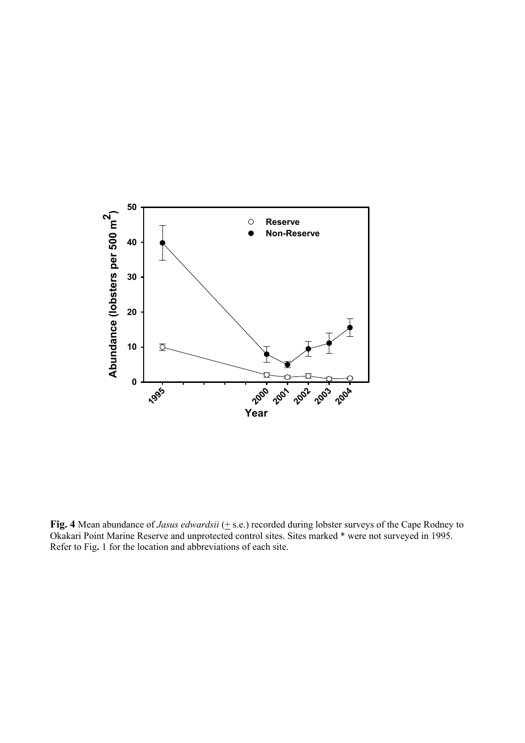**Fig. 4** Mean abundance of *Jasus edwardsii* (± s.e.) recorded during lobster surveys of the Cape Rodney to Okakari Point Marine Reserve and unprotected control sites. Sites marked * were not surveyed in 1995. Refer to Fig**.** 1 for the location and abbreviations of each site.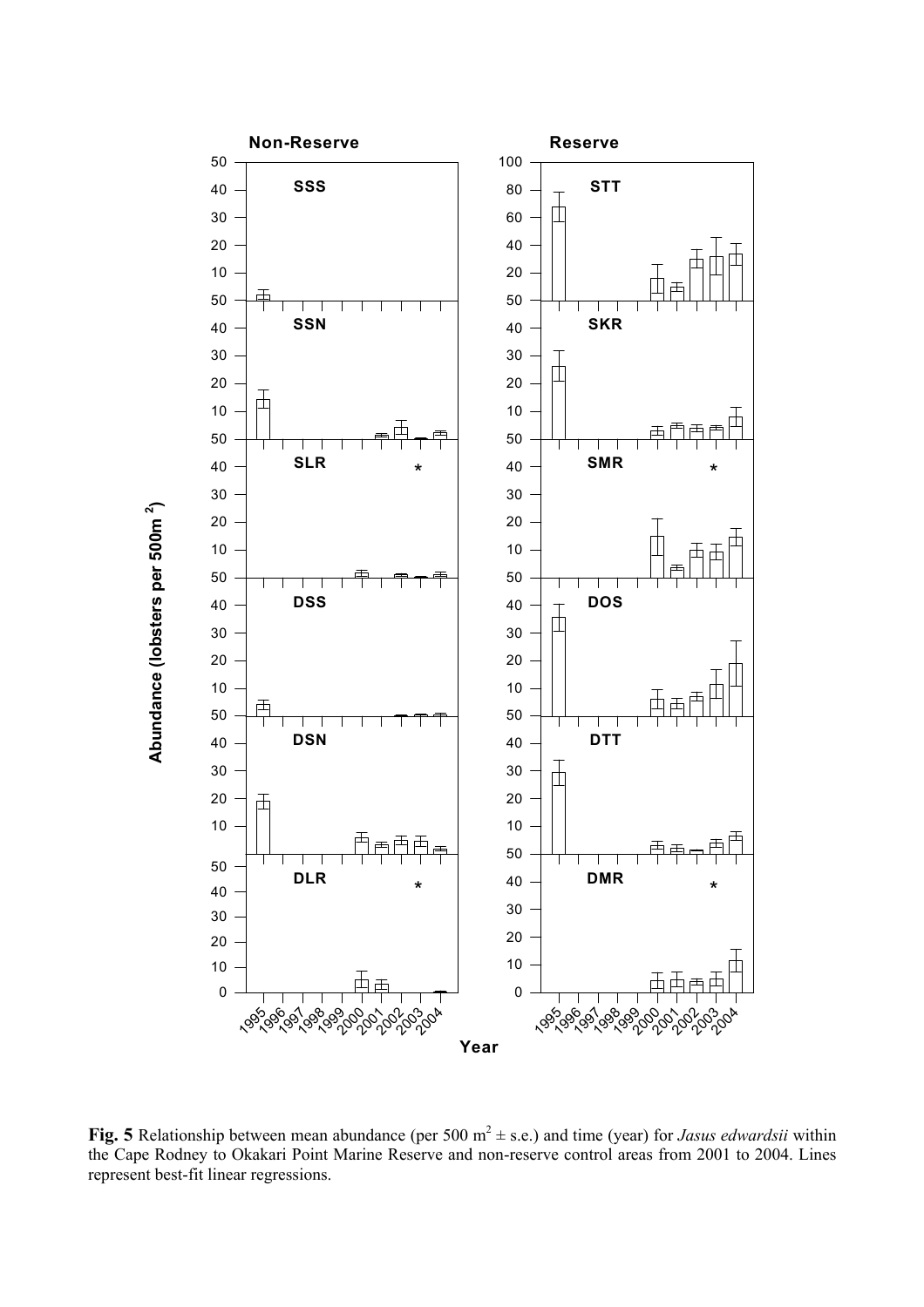**Fig. 5** Relationship between mean abundance (per 500 m$^2$ ± s.e.) and time (year) for *Jasus edwardsii* within the Cape Rodney to Okakari Point Marine Reserve and non-reserve control areas from 2001 to 2004. Lines represent best-fit linear regressions.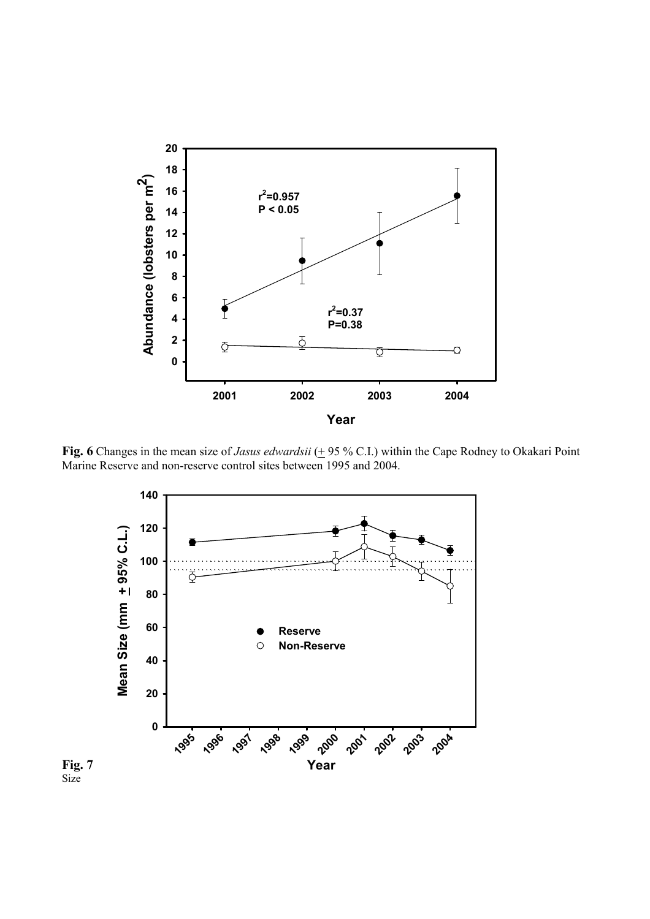**Fig. 6** Changes in the mean size of *Jasus edwardsii* (± 95 % C.I.) within the Cape Rodney to Okakari Point Marine Reserve and non-reserve control sites between 1995 and 2004.

**Fig. 7**
Size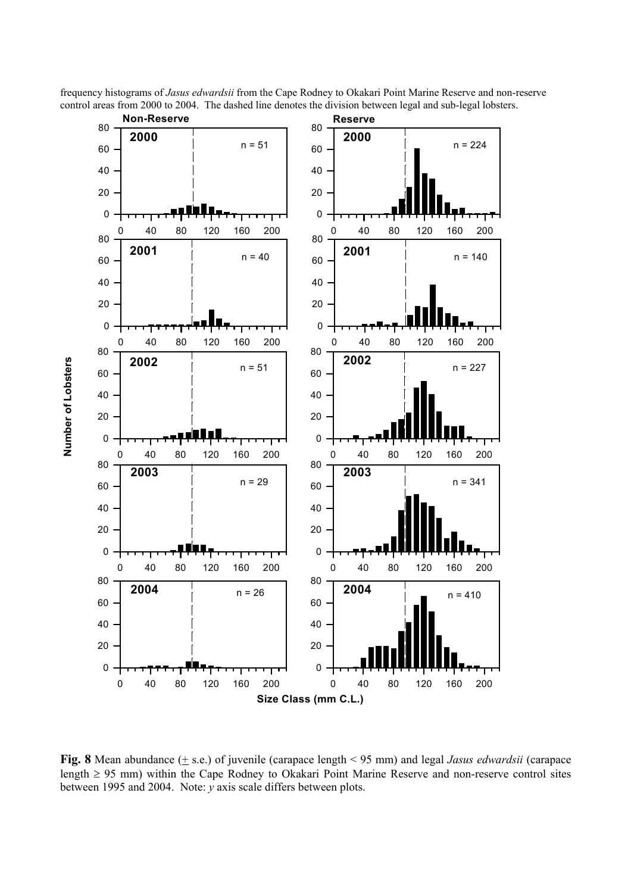frequency histograms of *Jasus edwardsii* from the Cape Rodney to Okakari Point Marine Reserve and non-reserve control areas from 2000 to 2004. The dashed line denotes the division between legal and sub-legal lobsters.

**Fig. 8** Mean abundance (± s.e.) of juvenile (carapace length < 95 mm) and legal *Jasus edwardsii* (carapace length ≥ 95 mm) within the Cape Rodney to Okakari Point Marine Reserve and non-reserve control sites between 1995 and 2004. Note: *y* axis scale differs between plots.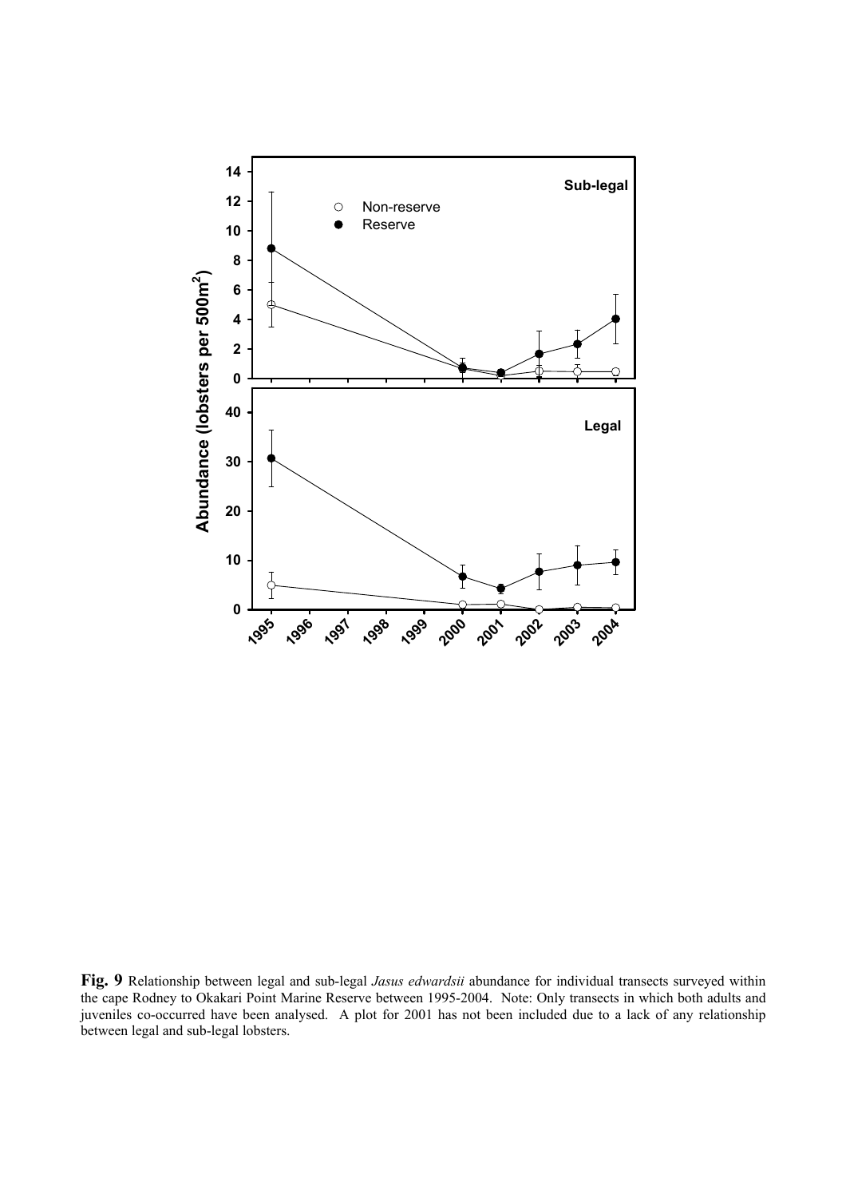**Fig. 9** Relationship between legal and sub-legal *Jasus edwardsii* abundance for individual transects surveyed within the cape Rodney to Okakari Point Marine Reserve between 1995-2004. Note: Only transects in which both adults and juveniles co-occurred have been analysed. A plot for 2001 has not been included due to a lack of any relationship between legal and sub-legal lobsters.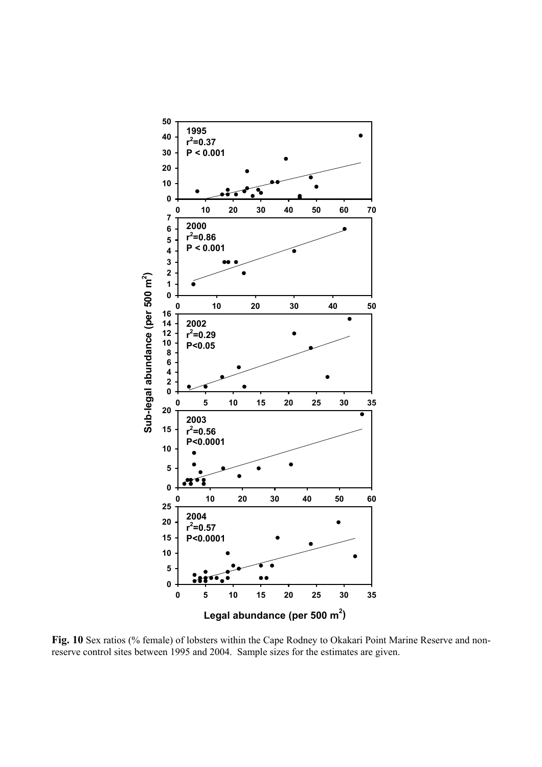**Fig. 10** Sex ratios (% female) of lobsters within the Cape Rodney to Okakari Point Marine Reserve and non-reserve control sites between 1995 and 2004. Sample sizes for the estimates are given.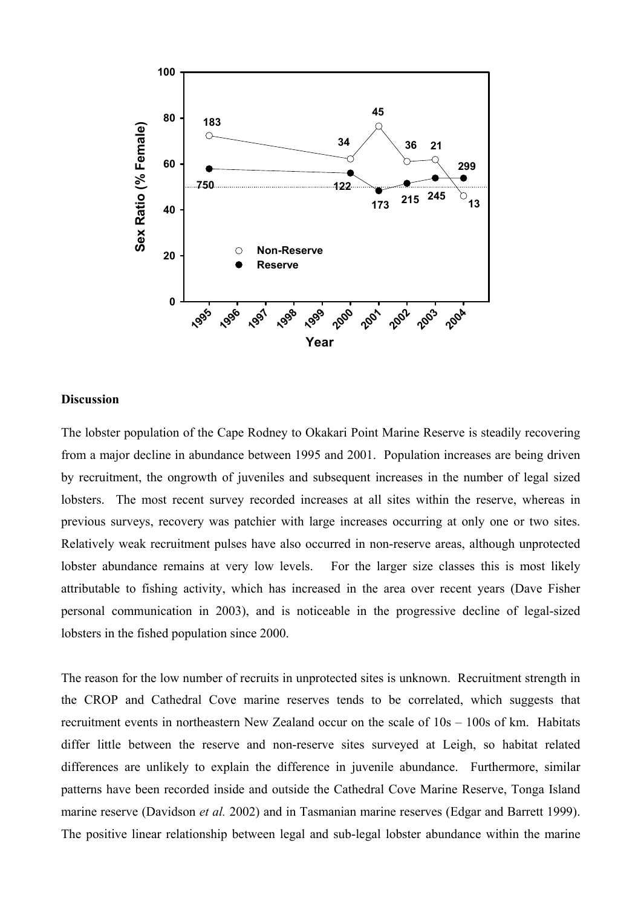## Discussion

The lobster population of the Cape Rodney to Okakari Point Marine Reserve is steadily recovering from a major decline in abundance between 1995 and 2001. Population increases are being driven by recruitment, the ongrowth of juveniles and subsequent increases in the number of legal sized lobsters. The most recent survey recorded increases at all sites within the reserve, whereas in previous surveys, recovery was patchier with large increases occurring at only one or two sites. Relatively weak recruitment pulses have also occurred in non-reserve areas, although unprotected lobster abundance remains at very low levels. For the larger size classes this is most likely attributable to fishing activity, which has increased in the area over recent years (Dave Fisher personal communication in 2003), and is noticeable in the progressive decline of legal-sized lobsters in the fished population since 2000.

The reason for the low number of recruits in unprotected sites is unknown. Recruitment strength in the CROP and Cathedral Cove marine reserves tends to be correlated, which suggests that recruitment events in northeastern New Zealand occur on the scale of 10s – 100s of km. Habitats differ little between the reserve and non-reserve sites surveyed at Leigh, so habitat related differences are unlikely to explain the difference in juvenile abundance. Furthermore, similar patterns have been recorded inside and outside the Cathedral Cove Marine Reserve, Tonga Island marine reserve (Davidson *et al.* 2002) and in Tasmanian marine reserves (Edgar and Barrett 1999). The positive linear relationship between legal and sub-legal lobster abundance within the marine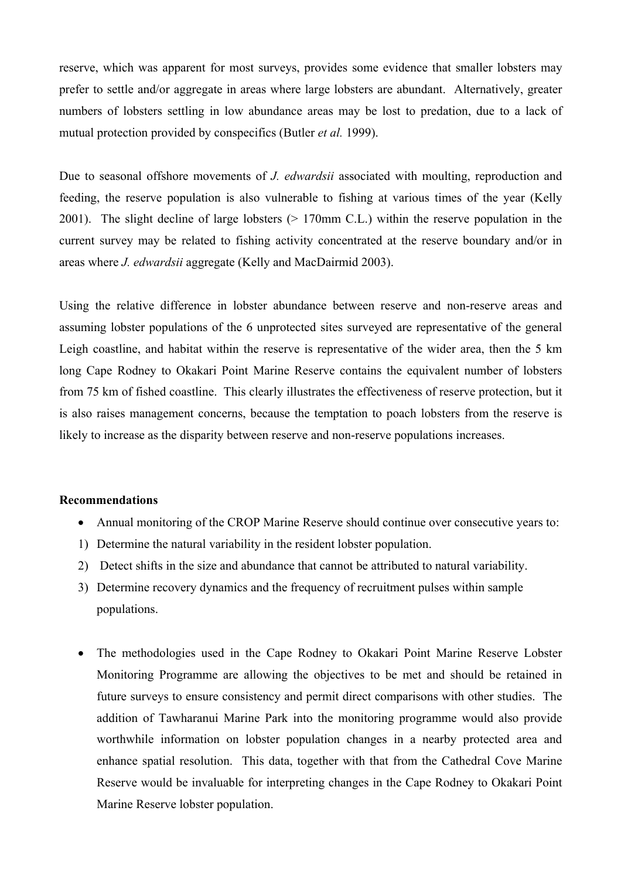reserve, which was apparent for most surveys, provides some evidence that smaller lobsters may prefer to settle and/or aggregate in areas where large lobsters are abundant. Alternatively, greater numbers of lobsters settling in low abundance areas may be lost to predation, due to a lack of mutual protection provided by conspecifics (Butler *et al.* 1999).

Due to seasonal offshore movements of *J. edwardsii* associated with moulting, reproduction and feeding, the reserve population is also vulnerable to fishing at various times of the year (Kelly 2001). The slight decline of large lobsters (> 170mm C.L.) within the reserve population in the current survey may be related to fishing activity concentrated at the reserve boundary and/or in areas where *J. edwardsii* aggregate (Kelly and MacDairmid 2003).

Using the relative difference in lobster abundance between reserve and non-reserve areas and assuming lobster populations of the 6 unprotected sites surveyed are representative of the general Leigh coastline, and habitat within the reserve is representative of the wider area, then the 5 km long Cape Rodney to Okakari Point Marine Reserve contains the equivalent number of lobsters from 75 km of fished coastline. This clearly illustrates the effectiveness of reserve protection, but it is also raises management concerns, because the temptation to poach lobsters from the reserve is likely to increase as the disparity between reserve and non-reserve populations increases.

**Recommendations**

- Annual monitoring of the CROP Marine Reserve should continue over consecutive years to:

1) Determine the natural variability in the resident lobster population.
2) Detect shifts in the size and abundance that cannot be attributed to natural variability.
3) Determine recovery dynamics and the frequency of recruitment pulses within sample populations.

- The methodologies used in the Cape Rodney to Okakari Point Marine Reserve Lobster Monitoring Programme are allowing the objectives to be met and should be retained in future surveys to ensure consistency and permit direct comparisons with other studies. The addition of Tawharanui Marine Park into the monitoring programme would also provide worthwhile information on lobster population changes in a nearby protected area and enhance spatial resolution. This data, together with that from the Cathedral Cove Marine Reserve would be invaluable for interpreting changes in the Cape Rodney to Okakari Point Marine Reserve lobster population.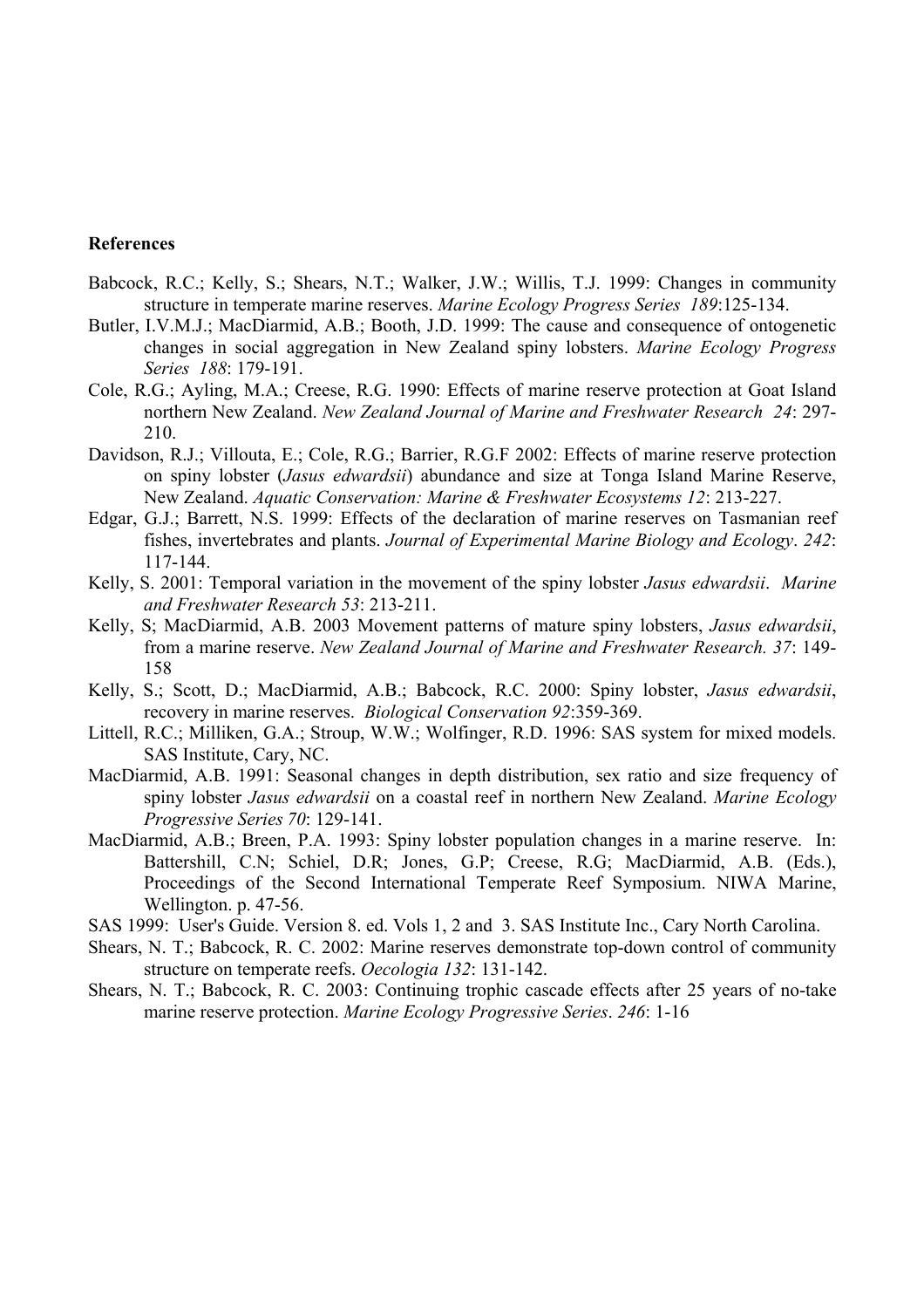**References**

Babcock, R.C.; Kelly, S.; Shears, N.T.; Walker, J.W.; Willis, T.J. 1999: Changes in community structure in temperate marine reserves. *Marine Ecology Progress Series 189*:125-134.

Butler, I.V.M.J.; MacDiarmid, A.B.; Booth, J.D. 1999: The cause and consequence of ontogenetic changes in social aggregation in New Zealand spiny lobsters. *Marine Ecology Progress Series 188*: 179-191.

Cole, R.G.; Ayling, M.A.; Creese, R.G. 1990: Effects of marine reserve protection at Goat Island northern New Zealand. *New Zealand Journal of Marine and Freshwater Research 24*: 297-210.

Davidson, R.J.; Villouta, E.; Cole, R.G.; Barrier, R.G.F 2002: Effects of marine reserve protection on spiny lobster (*Jasus edwardsii*) abundance and size at Tonga Island Marine Reserve, New Zealand. *Aquatic Conservation: Marine & Freshwater Ecosystems 12*: 213-227.

Edgar, G.J.; Barrett, N.S. 1999: Effects of the declaration of marine reserves on Tasmanian reef fishes, invertebrates and plants. *Journal of Experimental Marine Biology and Ecology*. *242*: 117-144.

Kelly, S. 2001: Temporal variation in the movement of the spiny lobster *Jasus edwardsii*. *Marine and Freshwater Research 53*: 213-211.

Kelly, S; MacDiarmid, A.B. 2003 Movement patterns of mature spiny lobsters, *Jasus edwardsii*, from a marine reserve. *New Zealand Journal of Marine and Freshwater Research. 37*: 149-158

Kelly, S.; Scott, D.; MacDiarmid, A.B.; Babcock, R.C. 2000: Spiny lobster, *Jasus edwardsii*, recovery in marine reserves. *Biological Conservation 92*:359-369.

Littell, R.C.; Milliken, G.A.; Stroup, W.W.; Wolfinger, R.D. 1996: SAS system for mixed models. SAS Institute, Cary, NC.

MacDiarmid, A.B. 1991: Seasonal changes in depth distribution, sex ratio and size frequency of spiny lobster *Jasus edwardsii* on a coastal reef in northern New Zealand. *Marine Ecology Progressive Series 70*: 129-141.

MacDiarmid, A.B.; Breen, P.A. 1993: Spiny lobster population changes in a marine reserve. In: Battershill, C.N; Schiel, D.R; Jones, G.P; Creese, R.G; MacDiarmid, A.B. (Eds.), Proceedings of the Second International Temperate Reef Symposium. NIWA Marine, Wellington. p. 47-56.

SAS 1999: User's Guide. Version 8. ed. Vols 1, 2 and 3. SAS Institute Inc., Cary North Carolina.

Shears, N. T.; Babcock, R. C. 2002: Marine reserves demonstrate top-down control of community structure on temperate reefs. *Oecologia 132*: 131-142.

Shears, N. T.; Babcock, R. C. 2003: Continuing trophic cascade effects after 25 years of no-take marine reserve protection. *Marine Ecology Progressive Series*. *246*: 1-16